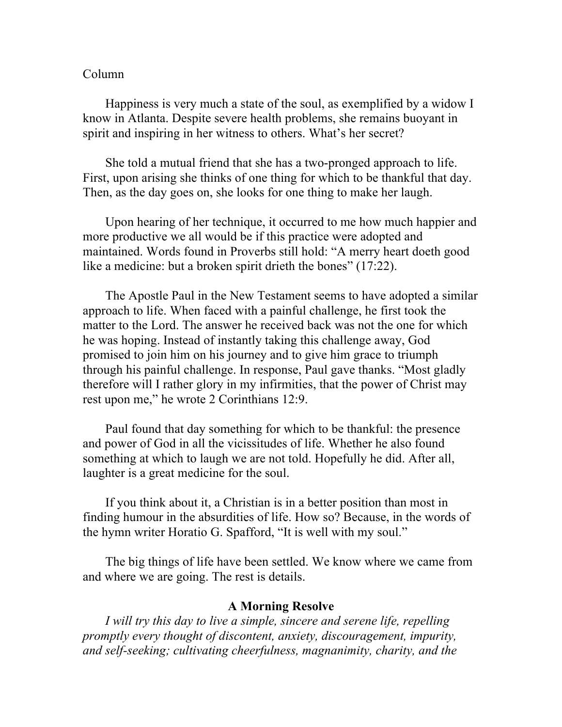Column

Happiness is very much a state of the soul, as exemplified by a widow I know in Atlanta. Despite severe health problems, she remains buoyant in spirit and inspiring in her witness to others. What's her secret?

She told a mutual friend that she has a two-pronged approach to life. First, upon arising she thinks of one thing for which to be thankful that day. Then, as the day goes on, she looks for one thing to make her laugh.

Upon hearing of her technique, it occurred to me how much happier and more productive we all would be if this practice were adopted and maintained. Words found in Proverbs still hold: "A merry heart doeth good like a medicine: but a broken spirit drieth the bones" (17:22).

The Apostle Paul in the New Testament seems to have adopted a similar approach to life. When faced with a painful challenge, he first took the matter to the Lord. The answer he received back was not the one for which he was hoping. Instead of instantly taking this challenge away, God promised to join him on his journey and to give him grace to triumph through his painful challenge. In response, Paul gave thanks. "Most gladly therefore will I rather glory in my infirmities, that the power of Christ may rest upon me," he wrote 2 Corinthians 12:9.

Paul found that day something for which to be thankful: the presence and power of God in all the vicissitudes of life. Whether he also found something at which to laugh we are not told. Hopefully he did. After all, laughter is a great medicine for the soul.

If you think about it, a Christian is in a better position than most in finding humour in the absurdities of life. How so? Because, in the words of the hymn writer Horatio G. Spafford, "It is well with my soul."

The big things of life have been settled. We know where we came from and where we are going. The rest is details.

**A Morning Resolve**

*I will try this day to live a simple, sincere and serene life, repelling promptly every thought of discontent, anxiety, discouragement, impurity, and self-seeking; cultivating cheerfulness, magnanimity, charity, and the*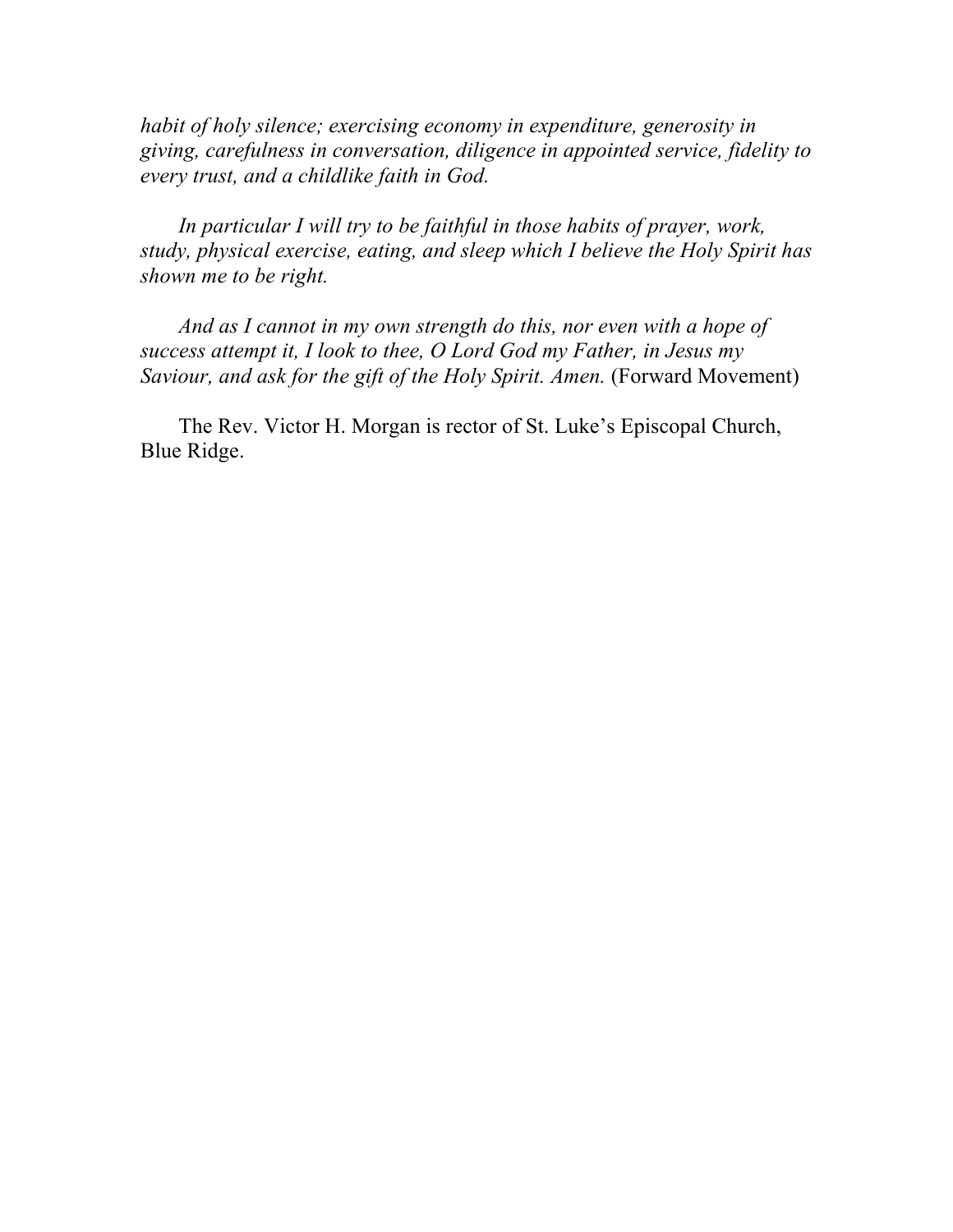*habit of holy silence; exercising economy in expenditure, generosity in giving, carefulness in conversation, diligence in appointed service, fidelity to every trust, and a childlike faith in God.*

*In particular I will try to be faithful in those habits of prayer, work, study, physical exercise, eating, and sleep which I believe the Holy Spirit has shown me to be right.*

*And as I cannot in my own strength do this, nor even with a hope of success attempt it, I look to thee, O Lord God my Father, in Jesus my Saviour, and ask for the gift of the Holy Spirit. Amen.* (Forward Movement)

The Rev. Victor H. Morgan is rector of St. Luke's Episcopal Church, Blue Ridge.